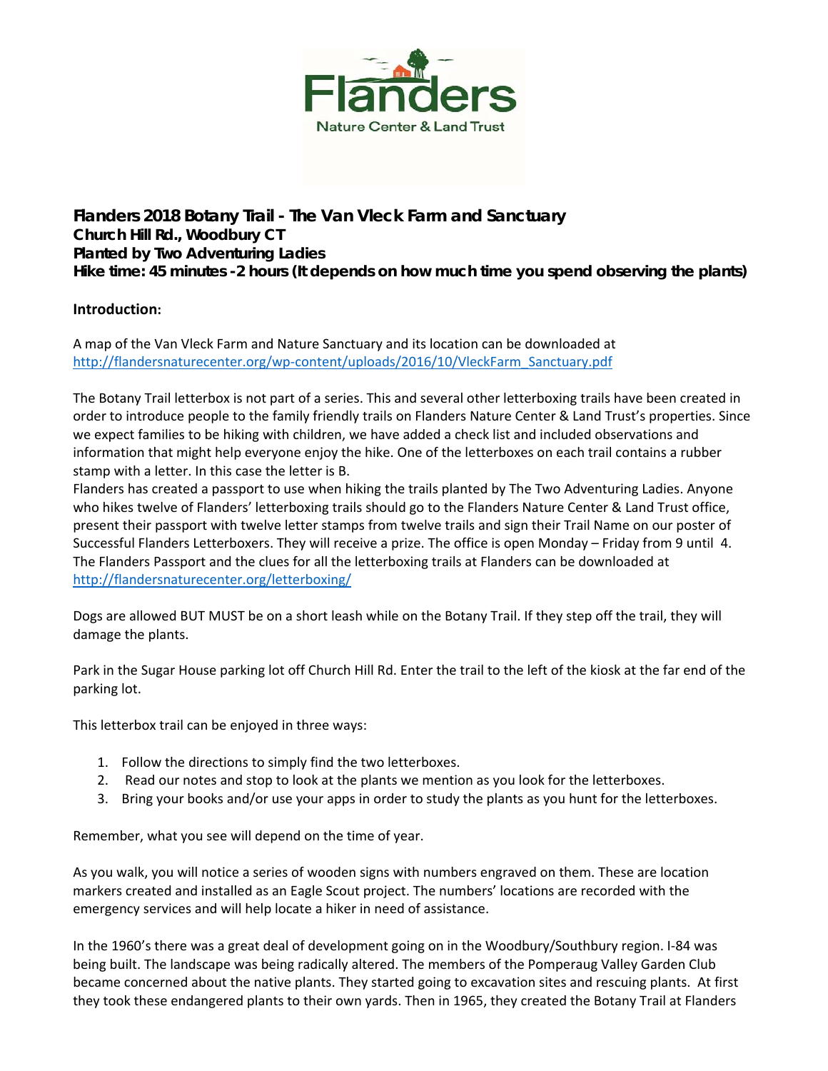Flanders

Nature Center & Land Trust

**Flanders 2018 Botany Trail - The Van Vleck Farm and Sanctuary**
**Church Hill Rd., Woodbury CT**
**Planted by Two Adventuring Ladies**
**Hike time: 45 minutes -2 hours (It depends on how much time you spend observing the plants)**

**Introduction:**

A map of the Van Vleck Farm and Nature Sanctuary and its location can be downloaded at http://flandersnaturecenter.org/wp-content/uploads/2016/10/VleckFarm_Sanctuary.pdf

The Botany Trail letterbox is not part of a series. This and several other letterboxing trails have been created in order to introduce people to the family friendly trails on Flanders Nature Center & Land Trust's properties. Since we expect families to be hiking with children, we have added a check list and included observations and information that might help everyone enjoy the hike. One of the letterboxes on each trail contains a rubber stamp with a letter. In this case the letter is B.
Flanders has created a passport to use when hiking the trails planted by The Two Adventuring Ladies. Anyone who hikes twelve of Flanders' letterboxing trails should go to the Flanders Nature Center & Land Trust office, present their passport with twelve letter stamps from twelve trails and sign their Trail Name on our poster of Successful Flanders Letterboxers. They will receive a prize. The office is open Monday – Friday from 9 until 4. The Flanders Passport and the clues for all the letterboxing trails at Flanders can be downloaded at http://flandersnaturecenter.org/letterboxing/

Dogs are allowed BUT MUST be on a short leash while on the Botany Trail. If they step off the trail, they will damage the plants.

Park in the Sugar House parking lot off Church Hill Rd. Enter the trail to the left of the kiosk at the far end of the parking lot.

This letterbox trail can be enjoyed in three ways:

1. Follow the directions to simply find the two letterboxes.
2. Read our notes and stop to look at the plants we mention as you look for the letterboxes.
3. Bring your books and/or use your apps in order to study the plants as you hunt for the letterboxes.

Remember, what you see will depend on the time of year.

As you walk, you will notice a series of wooden signs with numbers engraved on them. These are location markers created and installed as an Eagle Scout project. The numbers' locations are recorded with the emergency services and will help locate a hiker in need of assistance.

In the 1960's there was a great deal of development going on in the Woodbury/Southbury region. I-84 was being built. The landscape was being radically altered. The members of the Pomperaug Valley Garden Club became concerned about the native plants. They started going to excavation sites and rescuing plants. At first they took these endangered plants to their own yards. Then in 1965, they created the Botany Trail at Flanders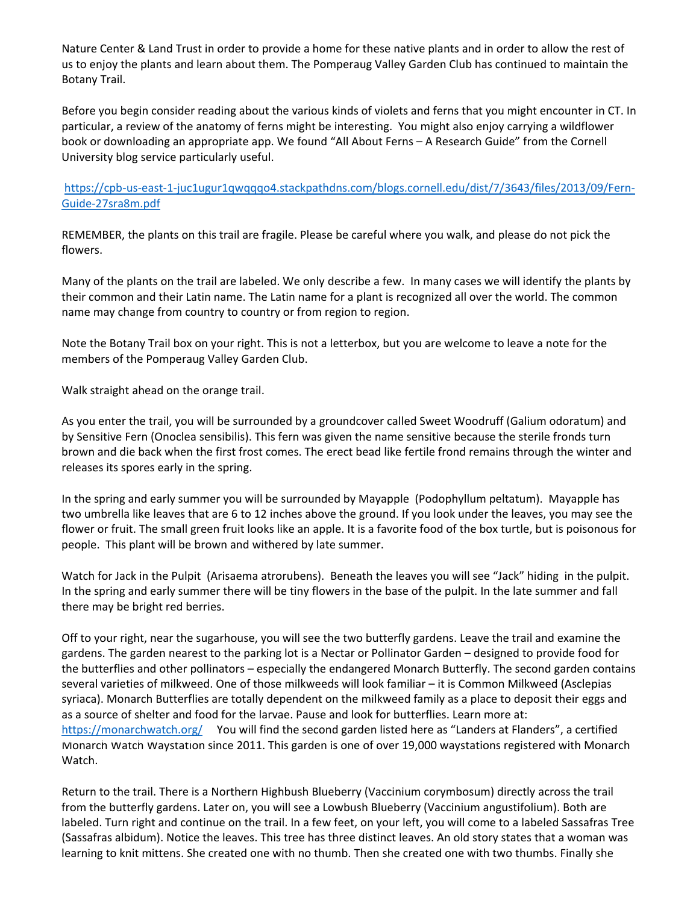Nature Center & Land Trust in order to provide a home for these native plants and in order to allow the rest of us to enjoy the plants and learn about them. The Pomperaug Valley Garden Club has continued to maintain the Botany Trail.

Before you begin consider reading about the various kinds of violets and ferns that you might encounter in CT. In particular, a review of the anatomy of ferns might be interesting. You might also enjoy carrying a wildflower book or downloading an appropriate app. We found "All About Ferns – A Research Guide" from the Cornell University blog service particularly useful.

https://cpb-us-east-1-juc1ugur1qwqqqo4.stackpathdns.com/blogs.cornell.edu/dist/7/3643/files/2013/09/Fern-Guide-27sra8m.pdf

REMEMBER, the plants on this trail are fragile. Please be careful where you walk, and please do not pick the flowers.

Many of the plants on the trail are labeled. We only describe a few. In many cases we will identify the plants by their common and their Latin name. The Latin name for a plant is recognized all over the world. The common name may change from country to country or from region to region.

Note the Botany Trail box on your right. This is not a letterbox, but you are welcome to leave a note for the members of the Pomperaug Valley Garden Club.

Walk straight ahead on the orange trail.

As you enter the trail, you will be surrounded by a groundcover called Sweet Woodruff (Galium odoratum) and by Sensitive Fern (Onoclea sensibilis). This fern was given the name sensitive because the sterile fronds turn brown and die back when the first frost comes. The erect bead like fertile frond remains through the winter and releases its spores early in the spring.

In the spring and early summer you will be surrounded by Mayapple (Podophyllum peltatum). Mayapple has two umbrella like leaves that are 6 to 12 inches above the ground. If you look under the leaves, you may see the flower or fruit. The small green fruit looks like an apple. It is a favorite food of the box turtle, but is poisonous for people. This plant will be brown and withered by late summer.

Watch for Jack in the Pulpit (Arisaema atrorubens). Beneath the leaves you will see "Jack" hiding in the pulpit. In the spring and early summer there will be tiny flowers in the base of the pulpit. In the late summer and fall there may be bright red berries.

Off to your right, near the sugarhouse, you will see the two butterfly gardens. Leave the trail and examine the gardens. The garden nearest to the parking lot is a Nectar or Pollinator Garden – designed to provide food for the butterflies and other pollinators – especially the endangered Monarch Butterfly. The second garden contains several varieties of milkweed. One of those milkweeds will look familiar – it is Common Milkweed (Asclepias syriaca). Monarch Butterflies are totally dependent on the milkweed family as a place to deposit their eggs and as a source of shelter and food for the larvae. Pause and look for butterflies. Learn more at: https://monarchwatch.org/ You will find the second garden listed here as "Landers at Flanders", a certified Monarch Watch Waystation since 2011. This garden is one of over 19,000 waystations registered with Monarch Watch.

Return to the trail. There is a Northern Highbush Blueberry (Vaccinium corymbosum) directly across the trail from the butterfly gardens. Later on, you will see a Lowbush Blueberry (Vaccinium angustifolium). Both are labeled. Turn right and continue on the trail. In a few feet, on your left, you will come to a labeled Sassafras Tree (Sassafras albidum). Notice the leaves. This tree has three distinct leaves. An old story states that a woman was learning to knit mittens. She created one with no thumb. Then she created one with two thumbs. Finally she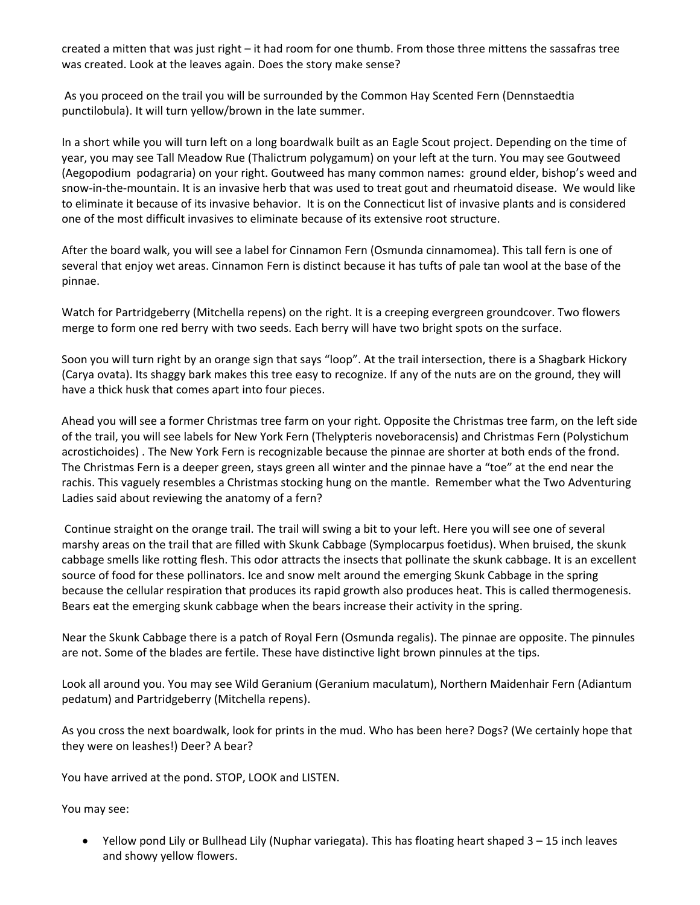created a mitten that was just right – it had room for one thumb. From those three mittens the sassafras tree was created. Look at the leaves again. Does the story make sense?

As you proceed on the trail you will be surrounded by the Common Hay Scented Fern (Dennstaedtia punctilobula). It will turn yellow/brown in the late summer.

In a short while you will turn left on a long boardwalk built as an Eagle Scout project. Depending on the time of year, you may see Tall Meadow Rue (Thalictrum polygamum) on your left at the turn. You may see Goutweed (Aegopodium podagraria) on your right. Goutweed has many common names: ground elder, bishop's weed and snow-in-the-mountain. It is an invasive herb that was used to treat gout and rheumatoid disease. We would like to eliminate it because of its invasive behavior. It is on the Connecticut list of invasive plants and is considered one of the most difficult invasives to eliminate because of its extensive root structure.

After the board walk, you will see a label for Cinnamon Fern (Osmunda cinnamomea). This tall fern is one of several that enjoy wet areas. Cinnamon Fern is distinct because it has tufts of pale tan wool at the base of the pinnae.

Watch for Partridgeberry (Mitchella repens) on the right. It is a creeping evergreen groundcover. Two flowers merge to form one red berry with two seeds. Each berry will have two bright spots on the surface.

Soon you will turn right by an orange sign that says "loop". At the trail intersection, there is a Shagbark Hickory (Carya ovata). Its shaggy bark makes this tree easy to recognize. If any of the nuts are on the ground, they will have a thick husk that comes apart into four pieces.

Ahead you will see a former Christmas tree farm on your right. Opposite the Christmas tree farm, on the left side of the trail, you will see labels for New York Fern (Thelypteris noveboracensis) and Christmas Fern (Polystichum acrostichoides) . The New York Fern is recognizable because the pinnae are shorter at both ends of the frond. The Christmas Fern is a deeper green, stays green all winter and the pinnae have a "toe" at the end near the rachis. This vaguely resembles a Christmas stocking hung on the mantle. Remember what the Two Adventuring Ladies said about reviewing the anatomy of a fern?

Continue straight on the orange trail. The trail will swing a bit to your left. Here you will see one of several marshy areas on the trail that are filled with Skunk Cabbage (Symplocarpus foetidus). When bruised, the skunk cabbage smells like rotting flesh. This odor attracts the insects that pollinate the skunk cabbage. It is an excellent source of food for these pollinators. Ice and snow melt around the emerging Skunk Cabbage in the spring because the cellular respiration that produces its rapid growth also produces heat. This is called thermogenesis. Bears eat the emerging skunk cabbage when the bears increase their activity in the spring.

Near the Skunk Cabbage there is a patch of Royal Fern (Osmunda regalis). The pinnae are opposite. The pinnules are not. Some of the blades are fertile. These have distinctive light brown pinnules at the tips.

Look all around you. You may see Wild Geranium (Geranium maculatum), Northern Maidenhair Fern (Adiantum pedatum) and Partridgeberry (Mitchella repens).

As you cross the next boardwalk, look for prints in the mud. Who has been here? Dogs? (We certainly hope that they were on leashes!) Deer? A bear?

You have arrived at the pond. STOP, LOOK and LISTEN.

You may see:

- Yellow pond Lily or Bullhead Lily (Nuphar variegata). This has floating heart shaped 3 – 15 inch leaves and showy yellow flowers.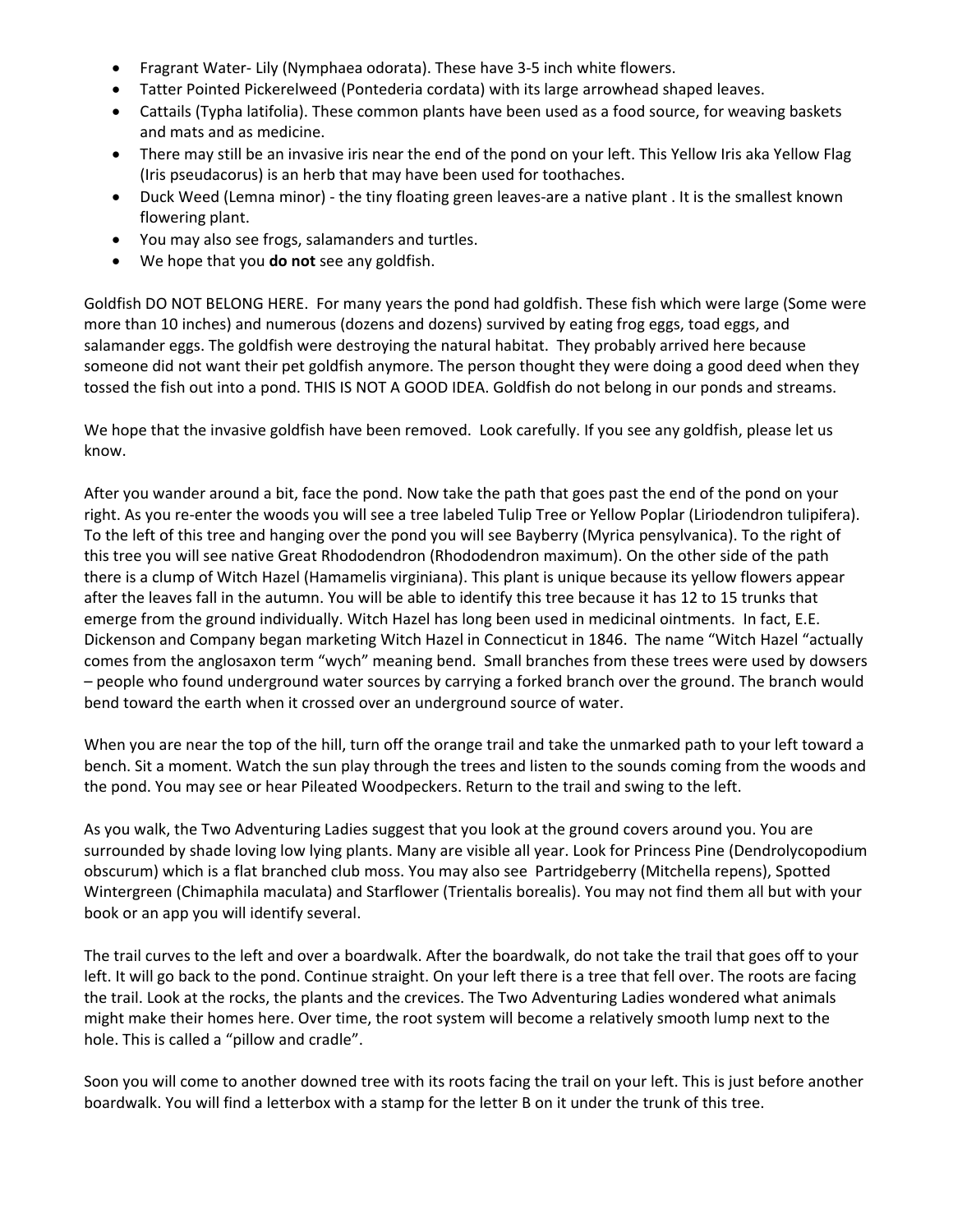- Fragrant Water- Lily (Nymphaea odorata). These have 3-5 inch white flowers.
- Tatter Pointed Pickerelweed (Pontederia cordata) with its large arrowhead shaped leaves.
- Cattails (Typha latifolia). These common plants have been used as a food source, for weaving baskets and mats and as medicine.
- There may still be an invasive iris near the end of the pond on your left. This Yellow Iris aka Yellow Flag (Iris pseudacorus) is an herb that may have been used for toothaches.
- Duck Weed (Lemna minor) - the tiny floating green leaves-are a native plant . It is the smallest known flowering plant.
- You may also see frogs, salamanders and turtles.
- We hope that you **do not** see any goldfish.

Goldfish DO NOT BELONG HERE. For many years the pond had goldfish. These fish which were large (Some were more than 10 inches) and numerous (dozens and dozens) survived by eating frog eggs, toad eggs, and salamander eggs. The goldfish were destroying the natural habitat. They probably arrived here because someone did not want their pet goldfish anymore. The person thought they were doing a good deed when they tossed the fish out into a pond. THIS IS NOT A GOOD IDEA. Goldfish do not belong in our ponds and streams.

We hope that the invasive goldfish have been removed. Look carefully. If you see any goldfish, please let us know.

After you wander around a bit, face the pond. Now take the path that goes past the end of the pond on your right. As you re-enter the woods you will see a tree labeled Tulip Tree or Yellow Poplar (Liriodendron tulipifera). To the left of this tree and hanging over the pond you will see Bayberry (Myrica pensylvanica). To the right of this tree you will see native Great Rhododendron (Rhododendron maximum). On the other side of the path there is a clump of Witch Hazel (Hamamelis virginiana). This plant is unique because its yellow flowers appear after the leaves fall in the autumn. You will be able to identify this tree because it has 12 to 15 trunks that emerge from the ground individually. Witch Hazel has long been used in medicinal ointments. In fact, E.E. Dickenson and Company began marketing Witch Hazel in Connecticut in 1846. The name "Witch Hazel "actually comes from the anglosaxon term "wych" meaning bend. Small branches from these trees were used by dowsers – people who found underground water sources by carrying a forked branch over the ground. The branch would bend toward the earth when it crossed over an underground source of water.

When you are near the top of the hill, turn off the orange trail and take the unmarked path to your left toward a bench. Sit a moment. Watch the sun play through the trees and listen to the sounds coming from the woods and the pond. You may see or hear Pileated Woodpeckers. Return to the trail and swing to the left.

As you walk, the Two Adventuring Ladies suggest that you look at the ground covers around you. You are surrounded by shade loving low lying plants. Many are visible all year. Look for Princess Pine (Dendrolycopodium obscurum) which is a flat branched club moss. You may also see Partridgeberry (Mitchella repens), Spotted Wintergreen (Chimaphila maculata) and Starflower (Trientalis borealis). You may not find them all but with your book or an app you will identify several.

The trail curves to the left and over a boardwalk. After the boardwalk, do not take the trail that goes off to your left. It will go back to the pond. Continue straight. On your left there is a tree that fell over. The roots are facing the trail. Look at the rocks, the plants and the crevices. The Two Adventuring Ladies wondered what animals might make their homes here. Over time, the root system will become a relatively smooth lump next to the hole. This is called a "pillow and cradle".

Soon you will come to another downed tree with its roots facing the trail on your left. This is just before another boardwalk. You will find a letterbox with a stamp for the letter B on it under the trunk of this tree.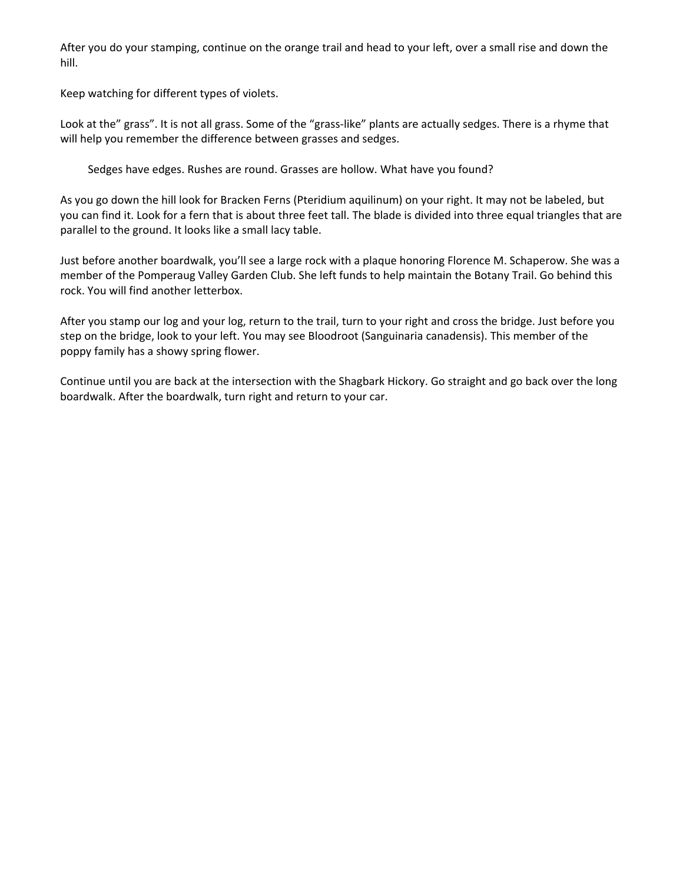After you do your stamping, continue on the orange trail and head to your left, over a small rise and down the hill.

Keep watching for different types of violets.

Look at the" grass". It is not all grass. Some of the "grass-like" plants are actually sedges. There is a rhyme that will help you remember the difference between grasses and sedges.

> Sedges have edges. Rushes are round. Grasses are hollow. What have you found?

As you go down the hill look for Bracken Ferns (Pteridium aquilinum) on your right. It may not be labeled, but you can find it. Look for a fern that is about three feet tall. The blade is divided into three equal triangles that are parallel to the ground. It looks like a small lacy table.

Just before another boardwalk, you'll see a large rock with a plaque honoring Florence M. Schaperow. She was a member of the Pomperaug Valley Garden Club. She left funds to help maintain the Botany Trail. Go behind this rock. You will find another letterbox.

After you stamp our log and your log, return to the trail, turn to your right and cross the bridge. Just before you step on the bridge, look to your left. You may see Bloodroot (Sanguinaria canadensis). This member of the poppy family has a showy spring flower.

Continue until you are back at the intersection with the Shagbark Hickory. Go straight and go back over the long boardwalk. After the boardwalk, turn right and return to your car.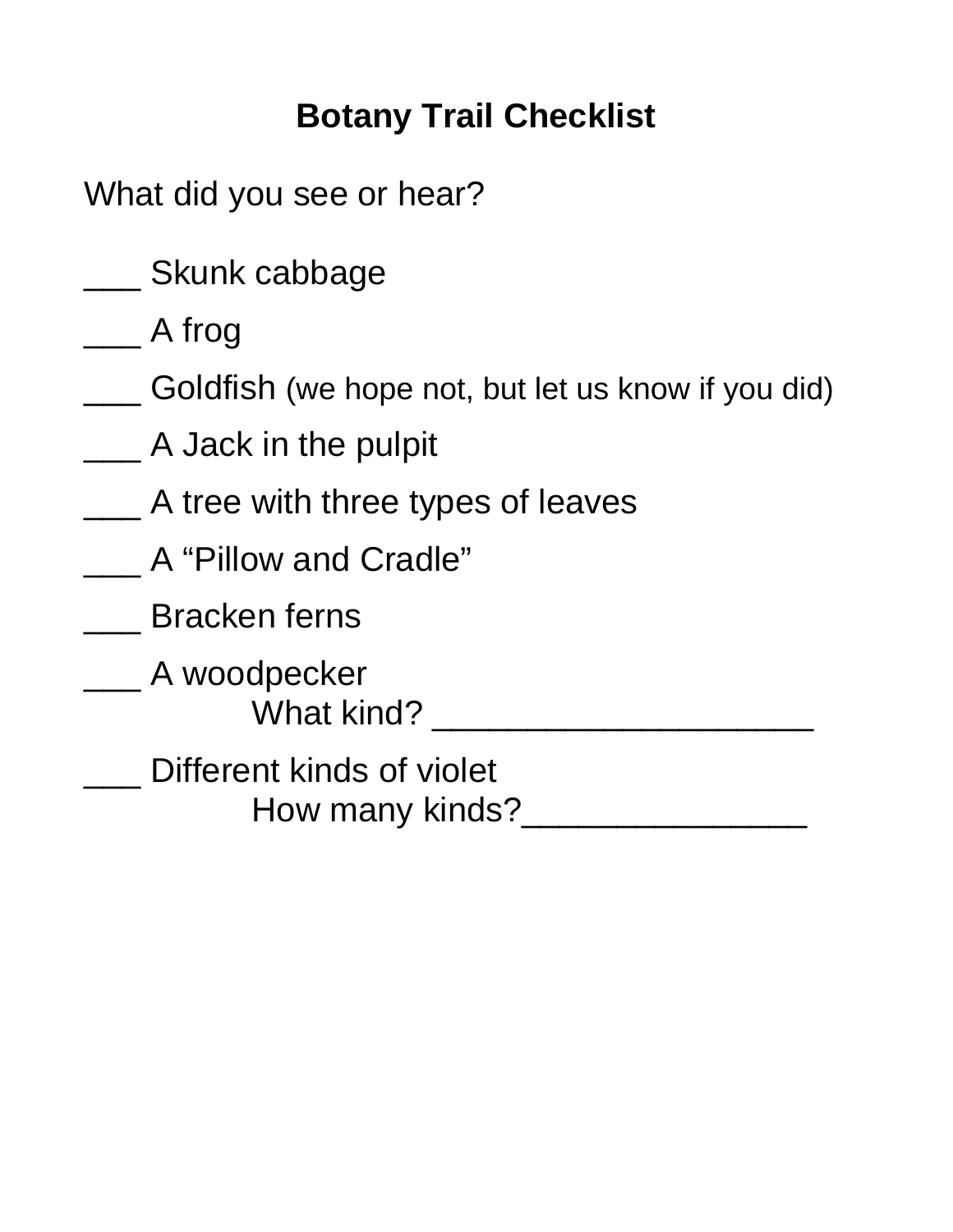# Botany Trail Checklist

What did you see or hear?

___ Skunk cabbage

___ A frog

___ Goldfish (we hope not, but let us know if you did)

___ A Jack in the pulpit

___ A tree with three types of leaves

___ A “Pillow and Cradle”

___ Bracken ferns

___ A woodpecker
What kind? ____________________

___ Different kinds of violet
How many kinds?_______________